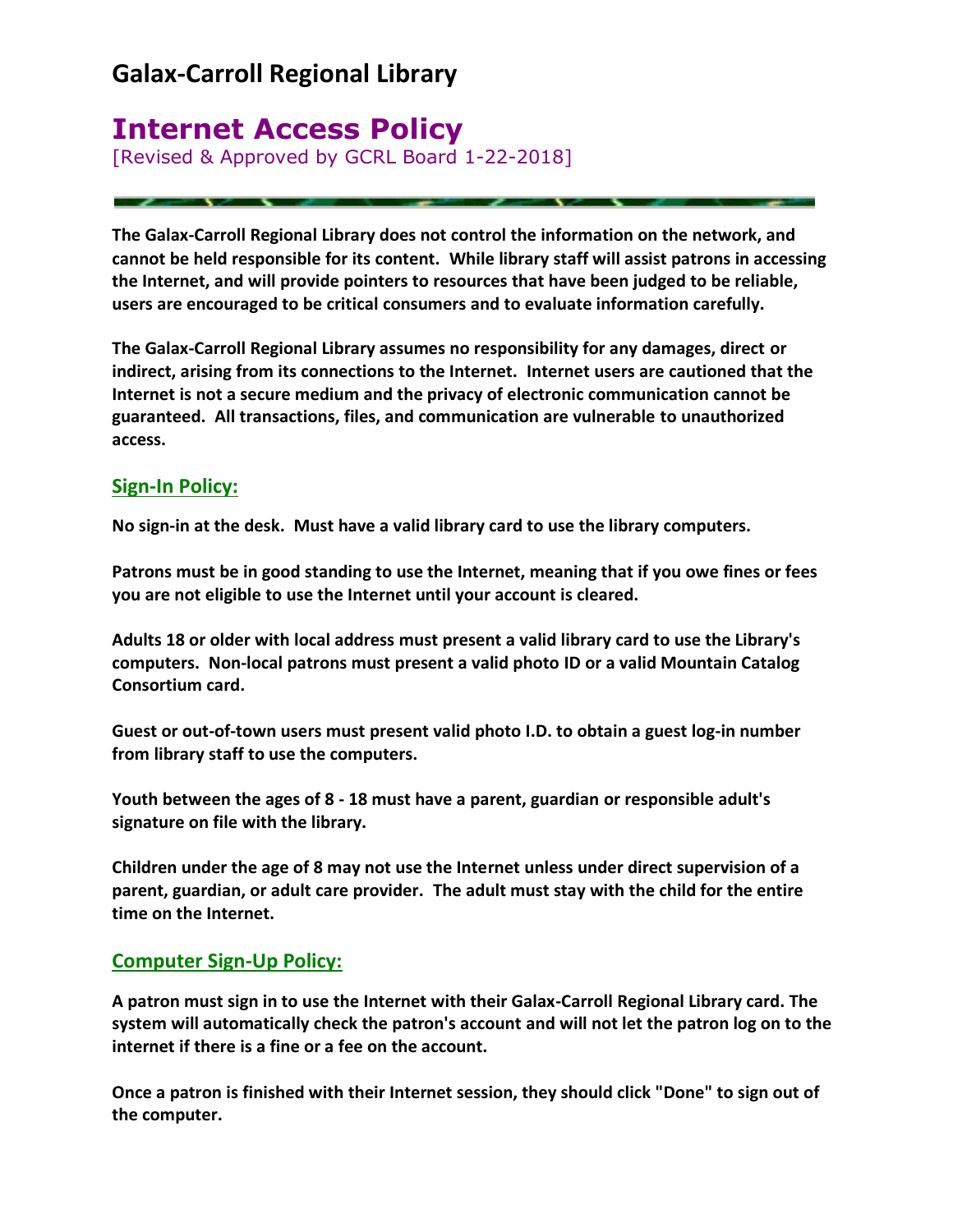# Galax-Carroll Regional Library

## Internet Access Policy

[Revised & Approved by GCRL Board 1-22-2018]

**The Galax-Carroll Regional Library does not control the information on the network, and cannot be held responsible for its content. While library staff will assist patrons in accessing the Internet, and will provide pointers to resources that have been judged to be reliable, users are encouraged to be critical consumers and to evaluate information carefully.**

**The Galax-Carroll Regional Library assumes no responsibility for any damages, direct or indirect, arising from its connections to the Internet. Internet users are cautioned that the Internet is not a secure medium and the privacy of electronic communication cannot be guaranteed. All transactions, files, and communication are vulnerable to unauthorized access.**

### Sign-In Policy:

**No sign-in at the desk. Must have a valid library card to use the library computers.**

**Patrons must be in good standing to use the Internet, meaning that if you owe fines or fees you are not eligible to use the Internet until your account is cleared.**

**Adults 18 or older with local address must present a valid library card to use the Library's computers. Non-local patrons must present a valid photo ID or a valid Mountain Catalog Consortium card.**

**Guest or out-of-town users must present valid photo I.D. to obtain a guest log-in number from library staff to use the computers.**

**Youth between the ages of 8 - 18 must have a parent, guardian or responsible adult's signature on file with the library.**

**Children under the age of 8 may not use the Internet unless under direct supervision of a parent, guardian, or adult care provider. The adult must stay with the child for the entire time on the Internet.**

### Computer Sign-Up Policy:

**A patron must sign in to use the Internet with their Galax-Carroll Regional Library card. The system will automatically check the patron's account and will not let the patron log on to the internet if there is a fine or a fee on the account.**

**Once a patron is finished with their Internet session, they should click "Done" to sign out of the computer.**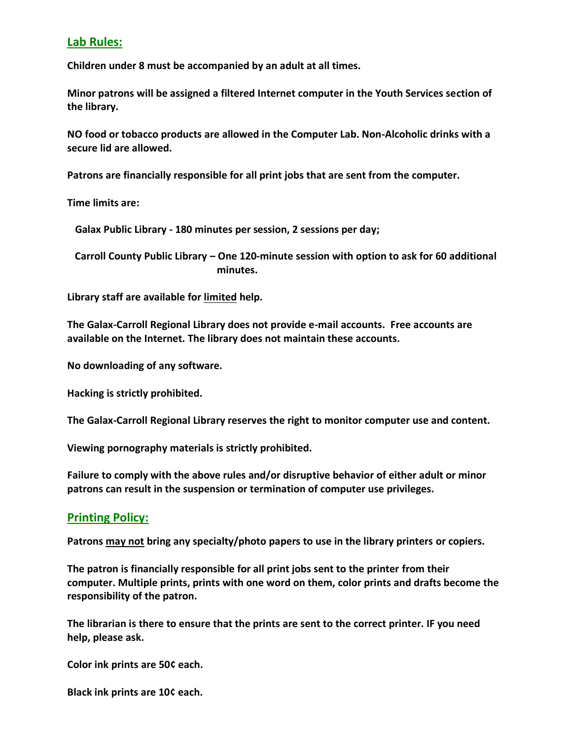## Lab Rules:

**Children under 8 must be accompanied by an adult at all times.**

**Minor patrons will be assigned a filtered Internet computer in the Youth Services section of the library.**

**NO food or tobacco products are allowed in the Computer Lab. Non-Alcoholic drinks with a secure lid are allowed.**

**Patrons are financially responsible for all print jobs that are sent from the computer.**

**Time limits are:**

**Galax Public Library - 180 minutes per session, 2 sessions per day;**

**Carroll County Public Library – One 120-minute session with option to ask for 60 additional minutes.**

**Library staff are available for <u>limited</u> help.**

**The Galax-Carroll Regional Library does not provide e-mail accounts. Free accounts are available on the Internet. The library does not maintain these accounts.**

**No downloading of any software.**

**Hacking is strictly prohibited.**

**The Galax-Carroll Regional Library reserves the right to monitor computer use and content.**

**Viewing pornography materials is strictly prohibited.**

**Failure to comply with the above rules and/or disruptive behavior of either adult or minor patrons can result in the suspension or termination of computer use privileges.**

## Printing Policy:

**Patrons <u>may not</u> bring any specialty/photo papers to use in the library printers or copiers.**

**The patron is financially responsible for all print jobs sent to the printer from their computer. Multiple prints, prints with one word on them, color prints and drafts become the responsibility of the patron.**

**The librarian is there to ensure that the prints are sent to the correct printer. IF you need help, please ask.**

**Color ink prints are 50¢ each.**

**Black ink prints are 10¢ each.**